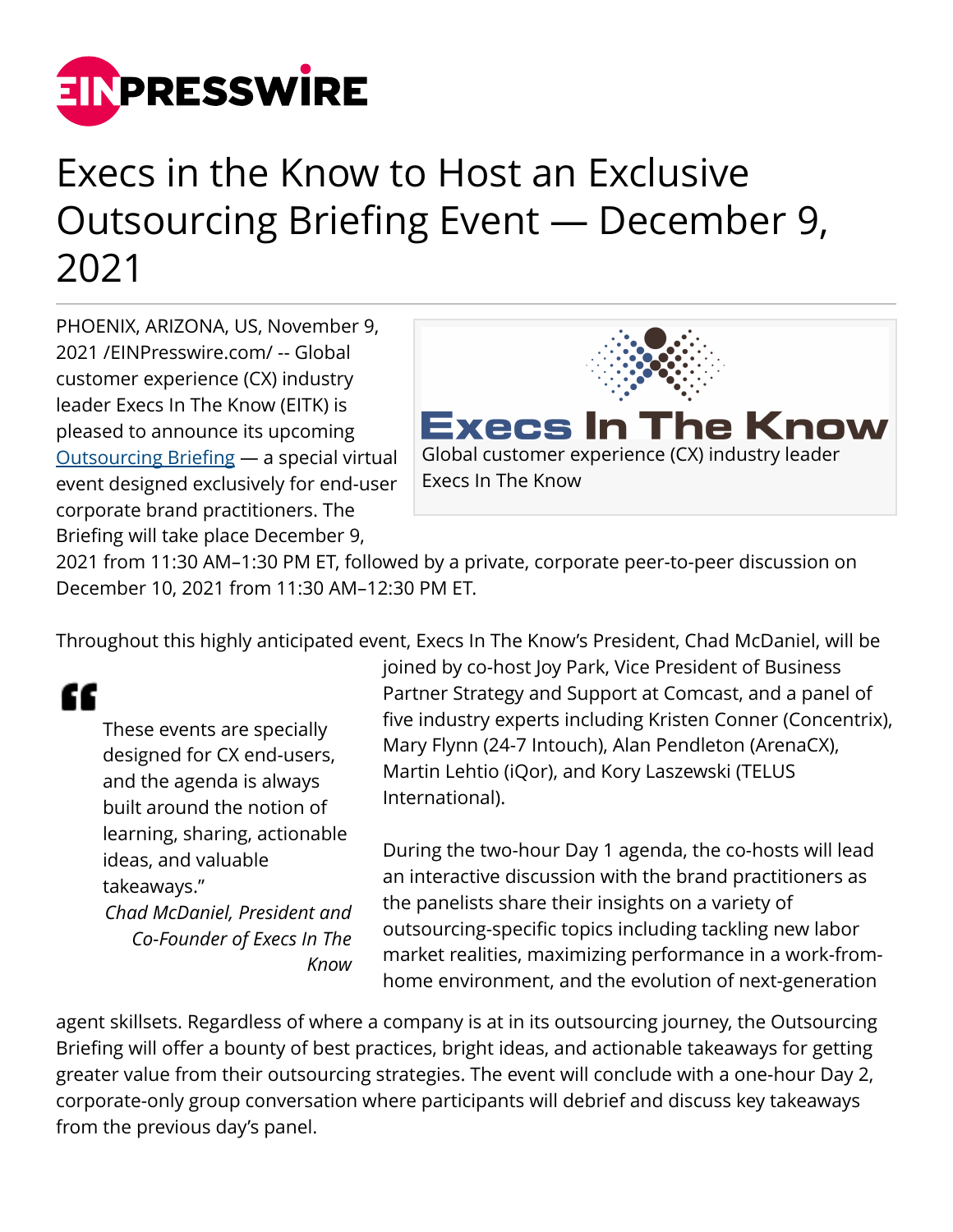# Execs in the Know to Host an Exclusive Outsourcing Briefing Event — December 9, 2021

PHOENIX, ARIZONA, US, November 9, 2021 /EINPresswire.com/ -- Global customer experience (CX) industry leader Execs In The Know (EITK) is pleased to announce its upcoming Outsourcing Briefing — a special virtual event designed exclusively for end-user corporate brand practitioners. The Briefing will take place December 9, 2021 from 11:30 AM–1:30 PM ET, followed by a private, corporate peer-to-peer discussion on December 10, 2021 from 11:30 AM–12:30 PM ET.

Global customer experience (CX) industry leader Execs In The Know

Throughout this highly anticipated event, Execs In The Know's President, Chad McDaniel, will be joined by co-host Joy Park, Vice President of Business Partner Strategy and Support at Comcast, and a panel of five industry experts including Kristen Conner (Concentrix), Mary Flynn (24-7 Intouch), Alan Pendleton (ArenaCX), Martin Lehtio (iQor), and Kory Laszewski (TELUS International).

> These events are specially designed for CX end-users, and the agenda is always built around the notion of learning, sharing, actionable ideas, and valuable takeaways."
>
> *Chad McDaniel, President and Co-Founder of Execs In The Know*

During the two-hour Day 1 agenda, the co-hosts will lead an interactive discussion with the brand practitioners as the panelists share their insights on a variety of outsourcing-specific topics including tackling new labor market realities, maximizing performance in a work-from-home environment, and the evolution of next-generation agent skillsets. Regardless of where a company is at in its outsourcing journey, the Outsourcing Briefing will offer a bounty of best practices, bright ideas, and actionable takeaways for getting greater value from their outsourcing strategies. The event will conclude with a one-hour Day 2, corporate-only group conversation where participants will debrief and discuss key takeaways from the previous day's panel.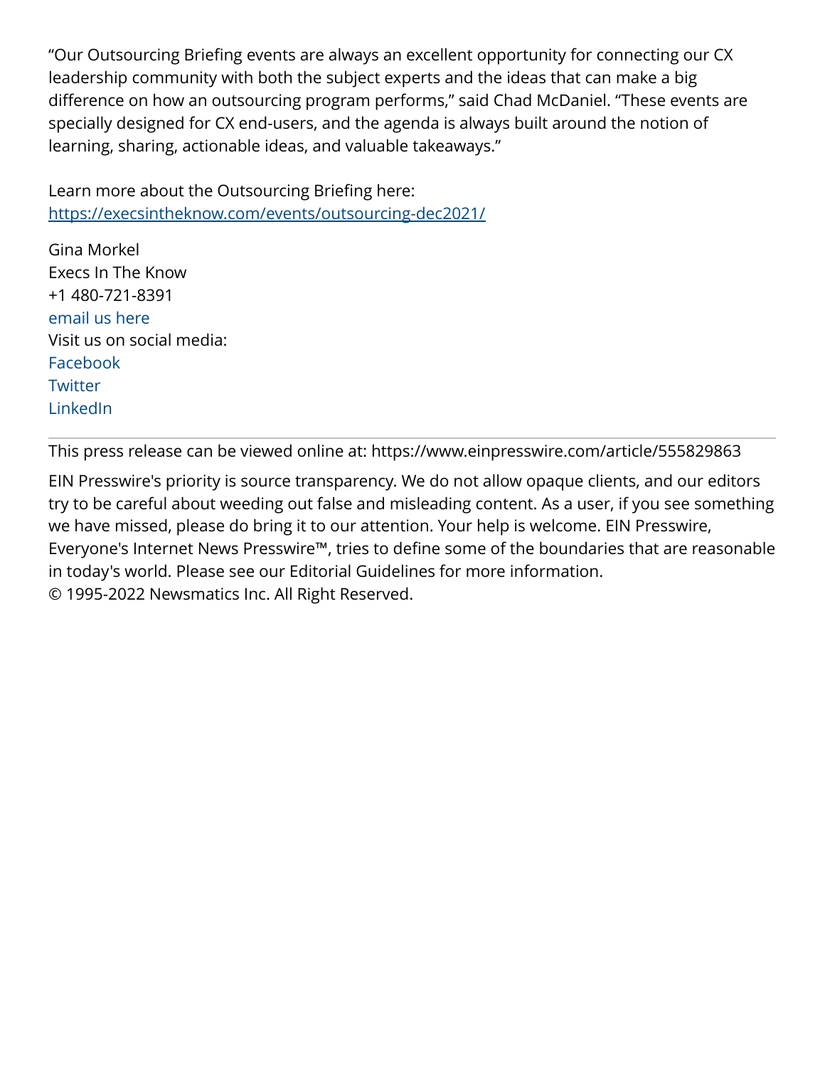“Our Outsourcing Briefing events are always an excellent opportunity for connecting our CX leadership community with both the subject experts and the ideas that can make a big difference on how an outsourcing program performs,” said Chad McDaniel. “These events are specially designed for CX end-users, and the agenda is always built around the notion of learning, sharing, actionable ideas, and valuable takeaways.”

Learn more about the Outsourcing Briefing here:
https://execsintheknow.com/events/outsourcing-dec2021/

Gina Morkel
Execs In The Know
+1 480-721-8391
email us here
Visit us on social media:
Facebook
Twitter
LinkedIn

---

This press release can be viewed online at: https://www.einpresswire.com/article/555829863

EIN Presswire's priority is source transparency. We do not allow opaque clients, and our editors try to be careful about weeding out false and misleading content. As a user, if you see something we have missed, please do bring it to our attention. Your help is welcome. EIN Presswire, Everyone's Internet News Presswire™, tries to define some of the boundaries that are reasonable in today's world. Please see our Editorial Guidelines for more information.
© 1995-2022 Newsmatics Inc. All Right Reserved.